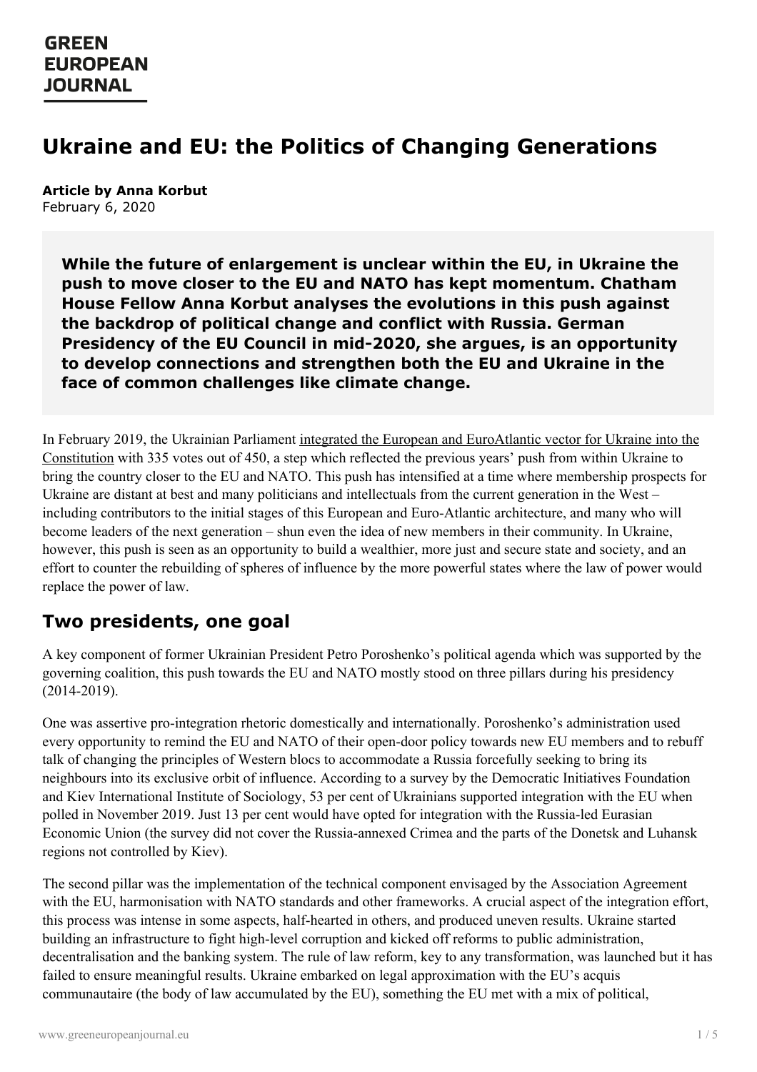GREEN EUROPEAN JOURNAL

# Ukraine and EU: the Politics of Changing Generations

**Article by Anna Korbut**
February 6, 2020

**While the future of enlargement is unclear within the EU, in Ukraine the push to move closer to the EU and NATO has kept momentum. Chatham House Fellow Anna Korbut analyses the evolutions in this push against the backdrop of political change and conflict with Russia. German Presidency of the EU Council in mid-2020, she argues, is an opportunity to develop connections and strengthen both the EU and Ukraine in the face of common challenges like climate change.**

In February 2019, the Ukrainian Parliament integrated the European and EuroAtlantic vector for Ukraine into the Constitution with 335 votes out of 450, a step which reflected the previous years' push from within Ukraine to bring the country closer to the EU and NATO. This push has intensified at a time where membership prospects for Ukraine are distant at best and many politicians and intellectuals from the current generation in the West – including contributors to the initial stages of this European and Euro-Atlantic architecture, and many who will become leaders of the next generation – shun even the idea of new members in their community. In Ukraine, however, this push is seen as an opportunity to build a wealthier, more just and secure state and society, and an effort to counter the rebuilding of spheres of influence by the more powerful states where the law of power would replace the power of law.

## Two presidents, one goal

A key component of former Ukrainian President Petro Poroshenko's political agenda which was supported by the governing coalition, this push towards the EU and NATO mostly stood on three pillars during his presidency (2014-2019).

One was assertive pro-integration rhetoric domestically and internationally. Poroshenko's administration used every opportunity to remind the EU and NATO of their open-door policy towards new EU members and to rebuff talk of changing the principles of Western blocs to accommodate a Russia forcefully seeking to bring its neighbours into its exclusive orbit of influence. According to a survey by the Democratic Initiatives Foundation and Kiev International Institute of Sociology, 53 per cent of Ukrainians supported integration with the EU when polled in November 2019. Just 13 per cent would have opted for integration with the Russia-led Eurasian Economic Union (the survey did not cover the Russia-annexed Crimea and the parts of the Donetsk and Luhansk regions not controlled by Kiev).

The second pillar was the implementation of the technical component envisaged by the Association Agreement with the EU, harmonisation with NATO standards and other frameworks. A crucial aspect of the integration effort, this process was intense in some aspects, half-hearted in others, and produced uneven results. Ukraine started building an infrastructure to fight high-level corruption and kicked off reforms to public administration, decentralisation and the banking system. The rule of law reform, key to any transformation, was launched but it has failed to ensure meaningful results. Ukraine embarked on legal approximation with the EU's acquis communautaire (the body of law accumulated by the EU), something the EU met with a mix of political,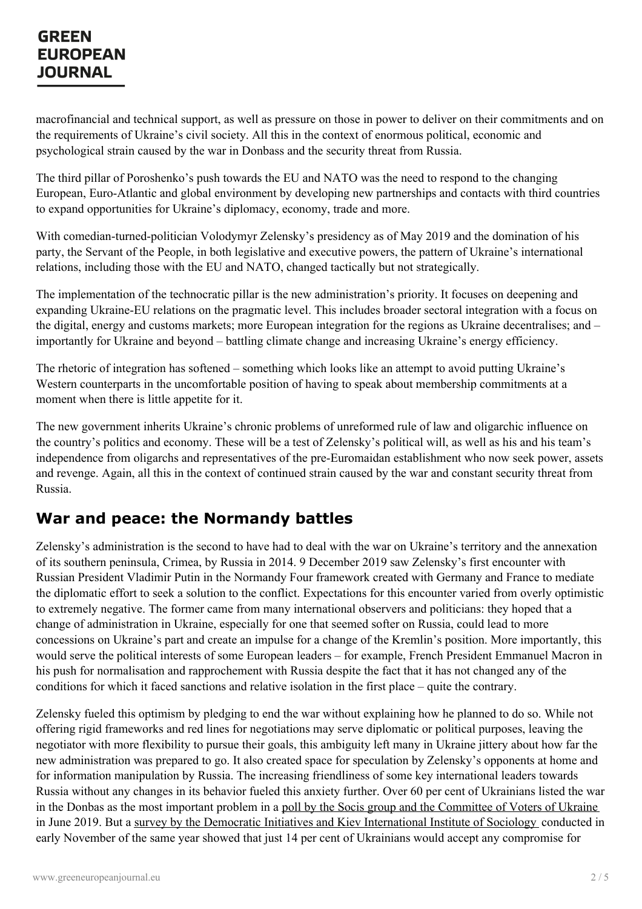macrofinancial and technical support, as well as pressure on those in power to deliver on their commitments and on the requirements of Ukraine's civil society. All this in the context of enormous political, economic and psychological strain caused by the war in Donbass and the security threat from Russia.

The third pillar of Poroshenko's push towards the EU and NATO was the need to respond to the changing European, Euro-Atlantic and global environment by developing new partnerships and contacts with third countries to expand opportunities for Ukraine's diplomacy, economy, trade and more.

With comedian-turned-politician Volodymyr Zelensky's presidency as of May 2019 and the domination of his party, the Servant of the People, in both legislative and executive powers, the pattern of Ukraine's international relations, including those with the EU and NATO, changed tactically but not strategically.

The implementation of the technocratic pillar is the new administration's priority. It focuses on deepening and expanding Ukraine-EU relations on the pragmatic level. This includes broader sectoral integration with a focus on the digital, energy and customs markets; more European integration for the regions as Ukraine decentralises; and – importantly for Ukraine and beyond – battling climate change and increasing Ukraine's energy efficiency.

The rhetoric of integration has softened – something which looks like an attempt to avoid putting Ukraine's Western counterparts in the uncomfortable position of having to speak about membership commitments at a moment when there is little appetite for it.

The new government inherits Ukraine's chronic problems of unreformed rule of law and oligarchic influence on the country's politics and economy. These will be a test of Zelensky's political will, as well as his and his team's independence from oligarchs and representatives of the pre-Euromaidan establishment who now seek power, assets and revenge. Again, all this in the context of continued strain caused by the war and constant security threat from Russia.

## War and peace: the Normandy battles

Zelensky's administration is the second to have had to deal with the war on Ukraine's territory and the annexation of its southern peninsula, Crimea, by Russia in 2014. 9 December 2019 saw Zelensky's first encounter with Russian President Vladimir Putin in the Normandy Four framework created with Germany and France to mediate the diplomatic effort to seek a solution to the conflict. Expectations for this encounter varied from overly optimistic to extremely negative. The former came from many international observers and politicians: they hoped that a change of administration in Ukraine, especially for one that seemed softer on Russia, could lead to more concessions on Ukraine's part and create an impulse for a change of the Kremlin's position. More importantly, this would serve the political interests of some European leaders – for example, French President Emmanuel Macron in his push for normalisation and rapprochement with Russia despite the fact that it has not changed any of the conditions for which it faced sanctions and relative isolation in the first place – quite the contrary.

Zelensky fueled this optimism by pledging to end the war without explaining how he planned to do so. While not offering rigid frameworks and red lines for negotiations may serve diplomatic or political purposes, leaving the negotiator with more flexibility to pursue their goals, this ambiguity left many in Ukraine jittery about how far the new administration was prepared to go. It also created space for speculation by Zelensky's opponents at home and for information manipulation by Russia. The increasing friendliness of some key international leaders towards Russia without any changes in its behavior fueled this anxiety further. Over 60 per cent of Ukrainians listed the war in the Donbas as the most important problem in a poll by the Socis group and the Committee of Voters of Ukraine in June 2019. But a survey by the Democratic Initiatives and Kiev International Institute of Sociology conducted in early November of the same year showed that just 14 per cent of Ukrainians would accept any compromise for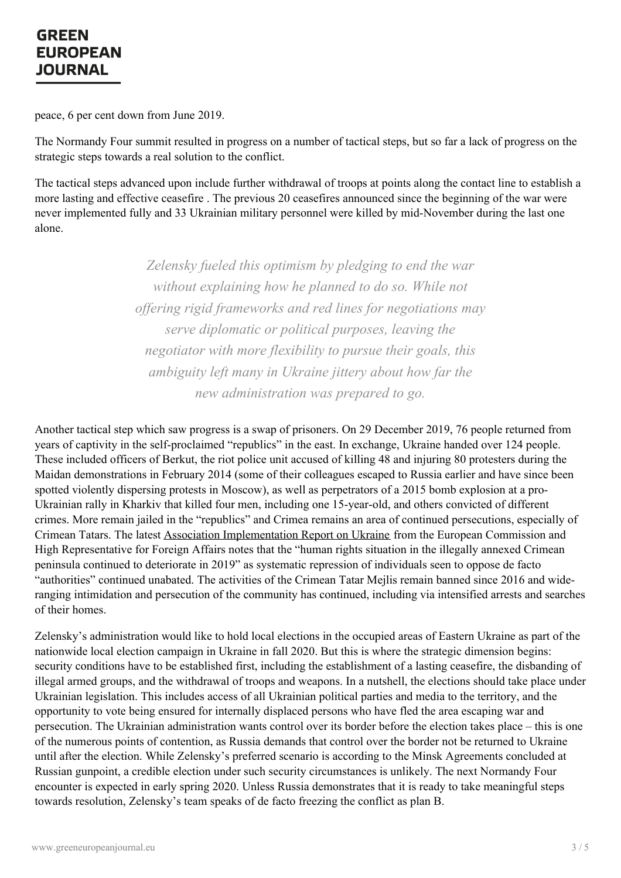peace, 6 per cent down from June 2019.

The Normandy Four summit resulted in progress on a number of tactical steps, but so far a lack of progress on the strategic steps towards a real solution to the conflict.

The tactical steps advanced upon include further withdrawal of troops at points along the contact line to establish a more lasting and effective ceasefire . The previous 20 ceasefires announced since the beginning of the war were never implemented fully and 33 Ukrainian military personnel were killed by mid-November during the last one alone.

> *Zelensky fueled this optimism by pledging to end the war without explaining how he planned to do so. While not offering rigid frameworks and red lines for negotiations may serve diplomatic or political purposes, leaving the negotiator with more flexibility to pursue their goals, this ambiguity left many in Ukraine jittery about how far the new administration was prepared to go.*

Another tactical step which saw progress is a swap of prisoners. On 29 December 2019, 76 people returned from years of captivity in the self-proclaimed "republics" in the east. In exchange, Ukraine handed over 124 people. These included officers of Berkut, the riot police unit accused of killing 48 and injuring 80 protesters during the Maidan demonstrations in February 2014 (some of their colleagues escaped to Russia earlier and have since been spotted violently dispersing protests in Moscow), as well as perpetrators of a 2015 bomb explosion at a pro-Ukrainian rally in Kharkiv that killed four men, including one 15-year-old, and others convicted of different crimes. More remain jailed in the "republics" and Crimea remains an area of continued persecutions, especially of Crimean Tatars. The latest Association Implementation Report on Ukraine from the European Commission and High Representative for Foreign Affairs notes that the "human rights situation in the illegally annexed Crimean peninsula continued to deteriorate in 2019" as systematic repression of individuals seen to oppose de facto "authorities" continued unabated. The activities of the Crimean Tatar Mejlis remain banned since 2016 and wide-ranging intimidation and persecution of the community has continued, including via intensified arrests and searches of their homes.

Zelensky's administration would like to hold local elections in the occupied areas of Eastern Ukraine as part of the nationwide local election campaign in Ukraine in fall 2020. But this is where the strategic dimension begins: security conditions have to be established first, including the establishment of a lasting ceasefire, the disbanding of illegal armed groups, and the withdrawal of troops and weapons. In a nutshell, the elections should take place under Ukrainian legislation. This includes access of all Ukrainian political parties and media to the territory, and the opportunity to vote being ensured for internally displaced persons who have fled the area escaping war and persecution. The Ukrainian administration wants control over its border before the election takes place – this is one of the numerous points of contention, as Russia demands that control over the border not be returned to Ukraine until after the election. While Zelensky's preferred scenario is according to the Minsk Agreements concluded at Russian gunpoint, a credible election under such security circumstances is unlikely. The next Normandy Four encounter is expected in early spring 2020. Unless Russia demonstrates that it is ready to take meaningful steps towards resolution, Zelensky's team speaks of de facto freezing the conflict as plan B.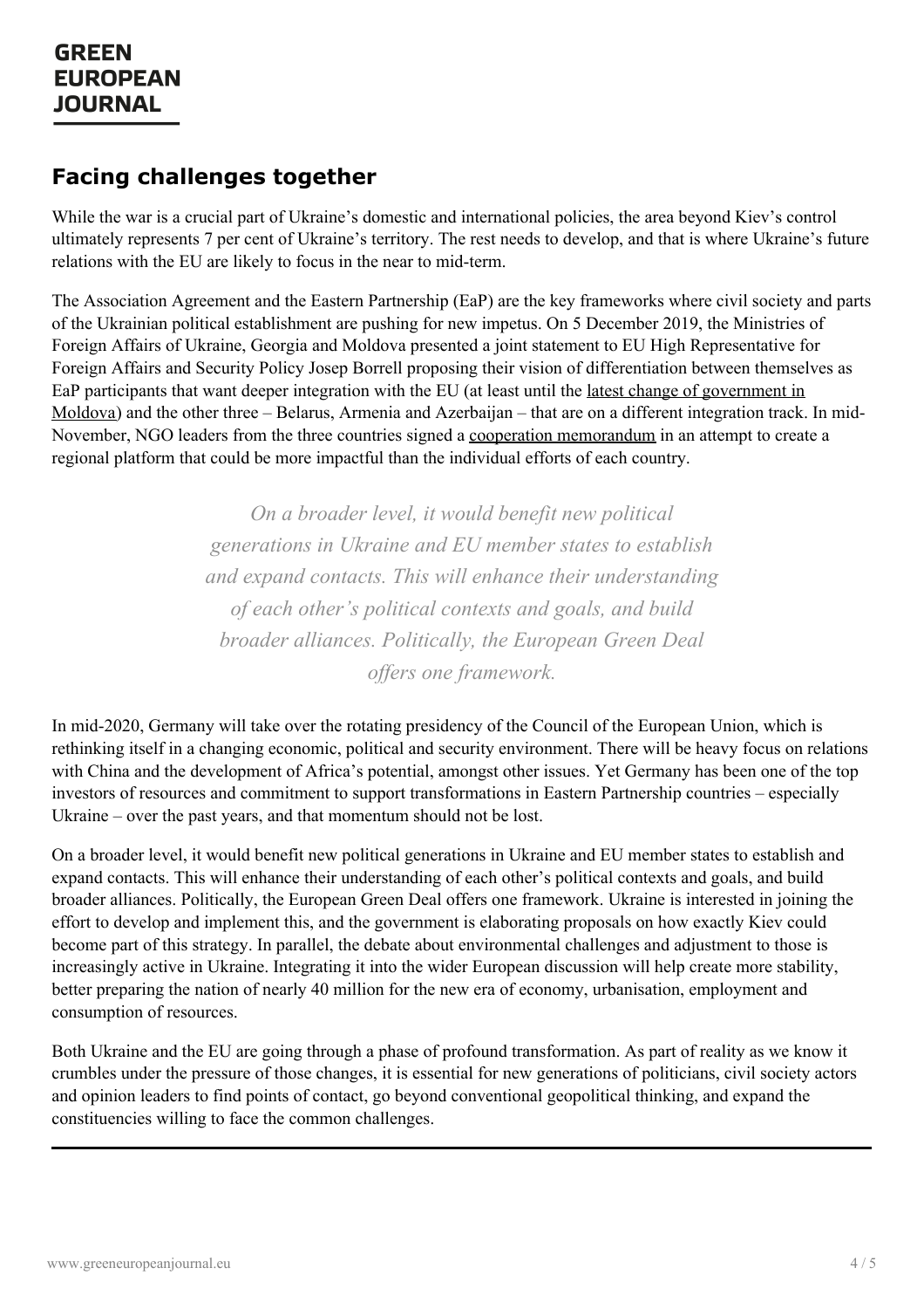## Facing challenges together

While the war is a crucial part of Ukraine's domestic and international policies, the area beyond Kiev's control ultimately represents 7 per cent of Ukraine's territory. The rest needs to develop, and that is where Ukraine's future relations with the EU are likely to focus in the near to mid-term.

The Association Agreement and the Eastern Partnership (EaP) are the key frameworks where civil society and parts of the Ukrainian political establishment are pushing for new impetus. On 5 December 2019, the Ministries of Foreign Affairs of Ukraine, Georgia and Moldova presented a joint statement to EU High Representative for Foreign Affairs and Security Policy Josep Borrell proposing their vision of differentiation between themselves as EaP participants that want deeper integration with the EU (at least until the latest change of government in Moldova) and the other three – Belarus, Armenia and Azerbaijan – that are on a different integration track. In mid-November, NGO leaders from the three countries signed a cooperation memorandum in an attempt to create a regional platform that could be more impactful than the individual efforts of each country.

> *On a broader level, it would benefit new political generations in Ukraine and EU member states to establish and expand contacts. This will enhance their understanding of each other's political contexts and goals, and build broader alliances. Politically, the European Green Deal offers one framework.*

In mid-2020, Germany will take over the rotating presidency of the Council of the European Union, which is rethinking itself in a changing economic, political and security environment. There will be heavy focus on relations with China and the development of Africa's potential, amongst other issues. Yet Germany has been one of the top investors of resources and commitment to support transformations in Eastern Partnership countries – especially Ukraine – over the past years, and that momentum should not be lost.

On a broader level, it would benefit new political generations in Ukraine and EU member states to establish and expand contacts. This will enhance their understanding of each other's political contexts and goals, and build broader alliances. Politically, the European Green Deal offers one framework. Ukraine is interested in joining the effort to develop and implement this, and the government is elaborating proposals on how exactly Kiev could become part of this strategy. In parallel, the debate about environmental challenges and adjustment to those is increasingly active in Ukraine. Integrating it into the wider European discussion will help create more stability, better preparing the nation of nearly 40 million for the new era of economy, urbanisation, employment and consumption of resources.

Both Ukraine and the EU are going through a phase of profound transformation. As part of reality as we know it crumbles under the pressure of those changes, it is essential for new generations of politicians, civil society actors and opinion leaders to find points of contact, go beyond conventional geopolitical thinking, and expand the constituencies willing to face the common challenges.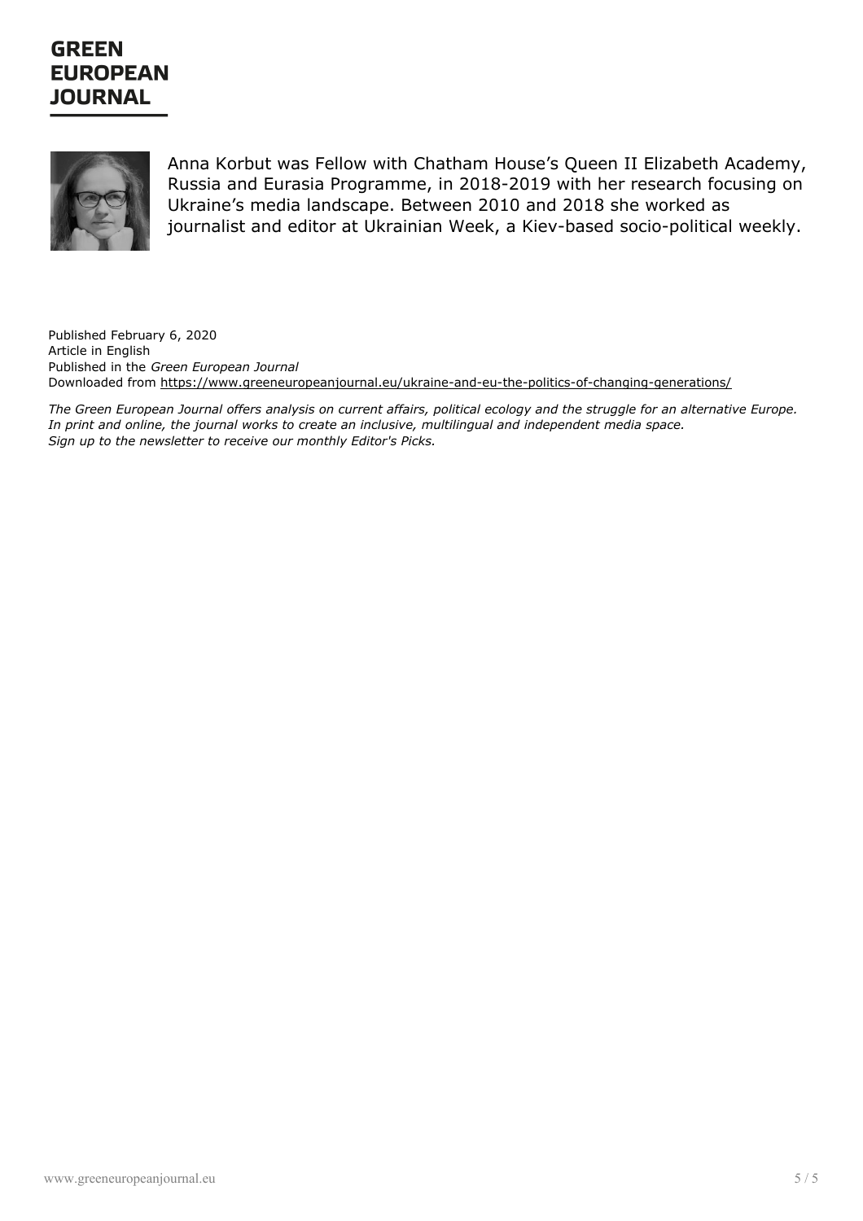Anna Korbut was Fellow with Chatham House's Queen II Elizabeth Academy, Russia and Eurasia Programme, in 2018-2019 with her research focusing on Ukraine's media landscape. Between 2010 and 2018 she worked as journalist and editor at Ukrainian Week, a Kiev-based socio-political weekly.

Published February 6, 2020
Article in English
Published in the *Green European Journal*
Downloaded from https://www.greeneuropeanjournal.eu/ukraine-and-eu-the-politics-of-changing-generations/

*The Green European Journal offers analysis on current affairs, political ecology and the struggle for an alternative Europe. In print and online, the journal works to create an inclusive, multilingual and independent media space. Sign up to the newsletter to receive our monthly Editor's Picks.*